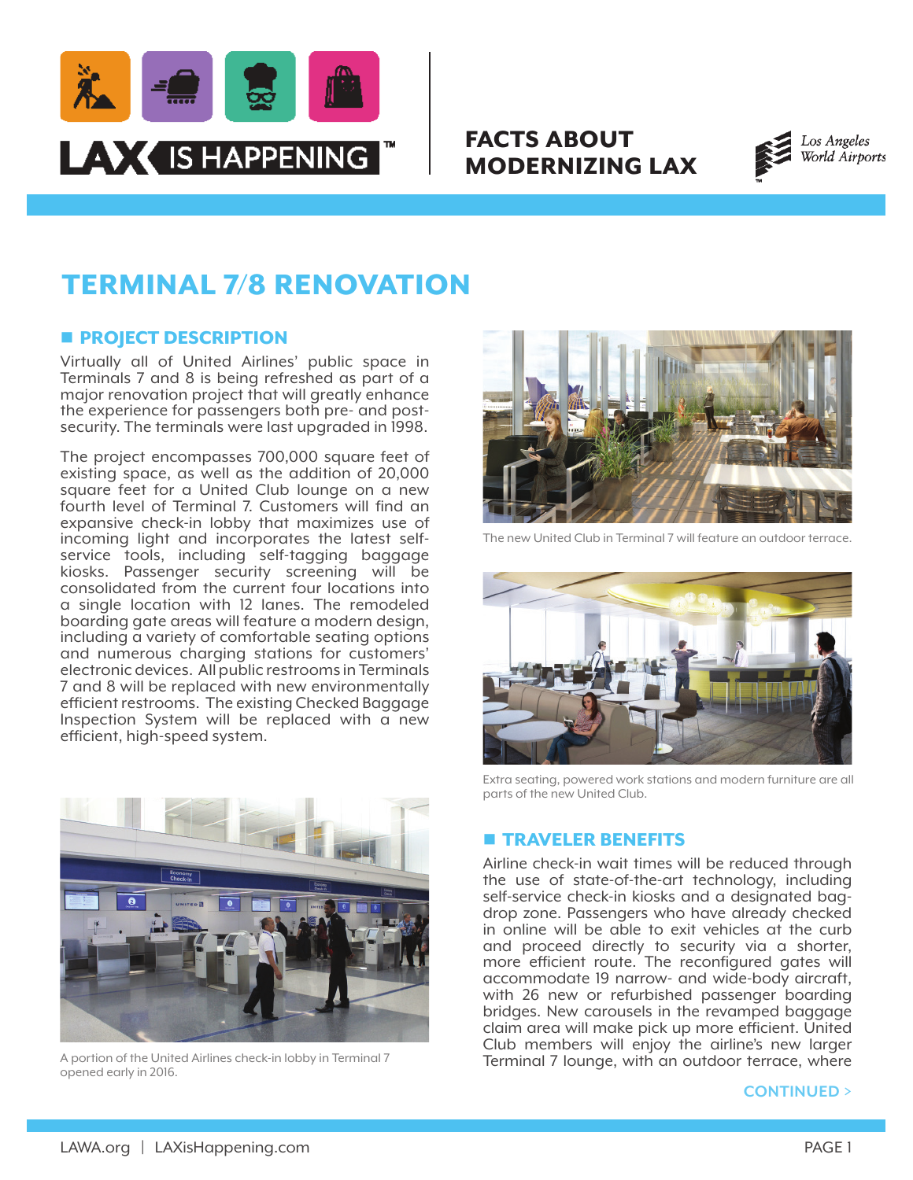LAX IS HAPPENING™

# FACTS ABOUT MODERNIZING LAX

Los Angeles World Airports

# TERMINAL 7/8 RENOVATION

## PROJECT DESCRIPTION

Virtually all of United Airlines' public space in Terminals 7 and 8 is being refreshed as part of a major renovation project that will greatly enhance the experience for passengers both pre- and post-security. The terminals were last upgraded in 1998.

The project encompasses 700,000 square feet of existing space, as well as the addition of 20,000 square feet for a United Club lounge on a new fourth level of Terminal 7. Customers will find an expansive check-in lobby that maximizes use of incoming light and incorporates the latest self-service tools, including self-tagging baggage kiosks. Passenger security screening will be consolidated from the current four locations into a single location with 12 lanes. The remodeled boarding gate areas will feature a modern design, including a variety of comfortable seating options and numerous charging stations for customers' electronic devices. All public restrooms in Terminals 7 and 8 will be replaced with new environmentally efficient restrooms. The existing Checked Baggage Inspection System will be replaced with a new efficient, high-speed system.

A portion of the United Airlines check-in lobby in Terminal 7 opened early in 2016.

The new United Club in Terminal 7 will feature an outdoor terrace.

Extra seating, powered work stations and modern furniture are all parts of the new United Club.

## TRAVELER BENEFITS

Airline check-in wait times will be reduced through the use of state-of-the-art technology, including self-service check-in kiosks and a designated bag-drop zone. Passengers who have already checked in online will be able to exit vehicles at the curb and proceed directly to security via a shorter, more efficient route. The reconfigured gates will accommodate 19 narrow- and wide-body aircraft, with 26 new or refurbished passenger boarding bridges. New carousels in the revamped baggage claim area will make pick up more efficient. United Club members will enjoy the airline's new larger Terminal 7 lounge, with an outdoor terrace, where

CONTINUED >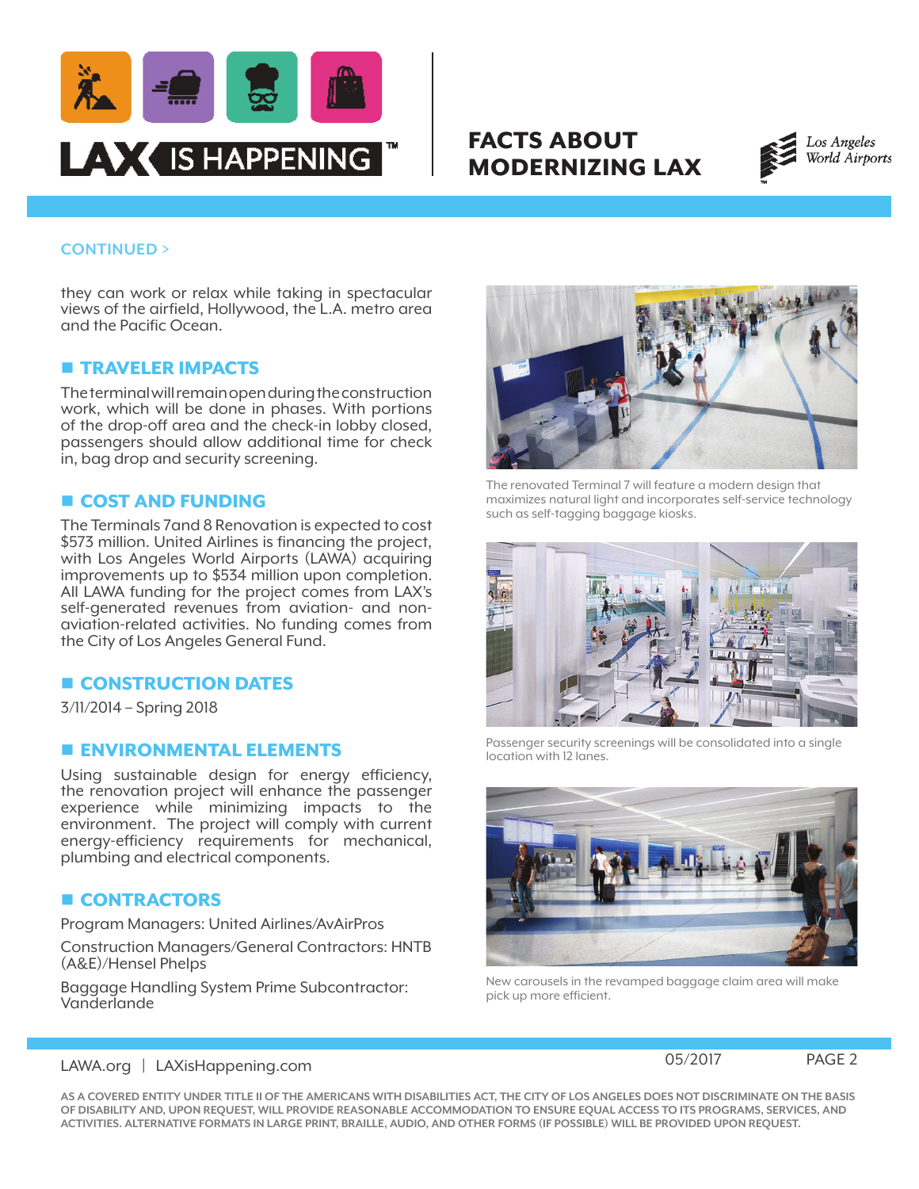CONTINUED >

they can work or relax while taking in spectacular views of the airfield, Hollywood, the L.A. metro area and the Pacific Ocean.

## TRAVELER IMPACTS

The terminal will remain open during the construction work, which will be done in phases. With portions of the drop-off area and the check-in lobby closed, passengers should allow additional time for check in, bag drop and security screening.

## COST AND FUNDING

The Terminals 7and 8 Renovation is expected to cost $573 million. United Airlines is financing the project, with Los Angeles World Airports (LAWA) acquiring improvements up to $534 million upon completion. All LAWA funding for the project comes from LAX's self-generated revenues from aviation- and non-aviation-related activities. No funding comes from the City of Los Angeles General Fund.

## CONSTRUCTION DATES

3/11/2014 – Spring 2018

## ENVIRONMENTAL ELEMENTS

Using sustainable design for energy efficiency, the renovation project will enhance the passenger experience while minimizing impacts to the environment. The project will comply with current energy-efficiency requirements for mechanical, plumbing and electrical components.

## CONTRACTORS

Program Managers: United Airlines/AvAirPros

Construction Managers/General Contractors: HNTB (A&E)/Hensel Phelps

Baggage Handling System Prime Subcontractor: Vanderlande

The renovated Terminal 7 will feature a modern design that maximizes natural light and incorporates self-service technology such as self-tagging baggage kiosks.

Passenger security screenings will be consolidated into a single location with 12 lanes.

New carousels in the revamped baggage claim area will make pick up more efficient.

LAWA.org | LAXisHappening.com

05/2017

AS A COVERED ENTITY UNDER TITLE II OF THE AMERICANS WITH DISABILITIES ACT, THE CITY OF LOS ANGELES DOES NOT DISCRIMINATE ON THE BASIS OF DISABILITY AND, UPON REQUEST, WILL PROVIDE REASONABLE ACCOMMODATION TO ENSURE EQUAL ACCESS TO ITS PROGRAMS, SERVICES, AND ACTIVITIES. ALTERNATIVE FORMATS IN LARGE PRINT, BRAILLE, AUDIO, AND OTHER FORMS (IF POSSIBLE) WILL BE PROVIDED UPON REQUEST.